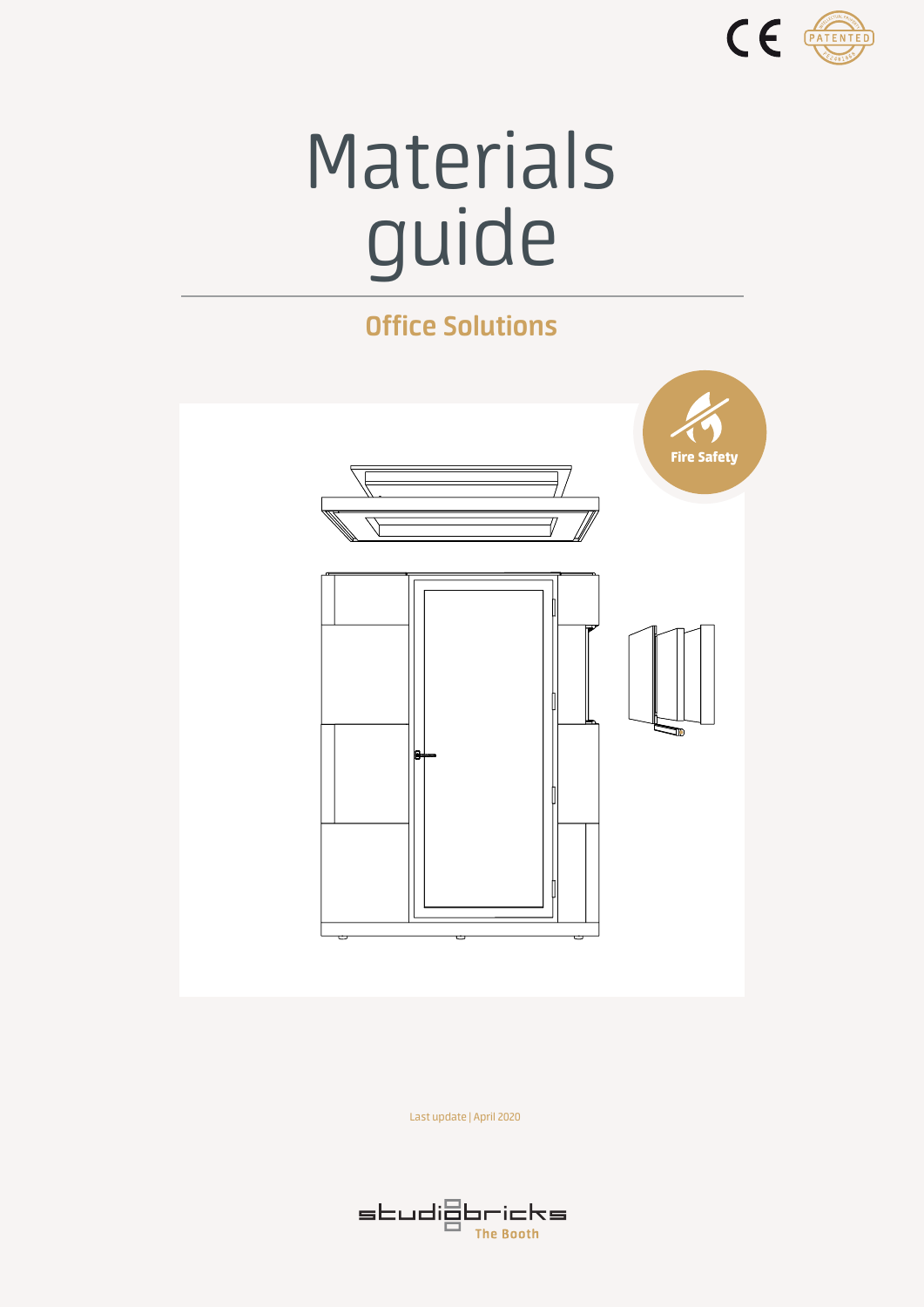# Materials guide

## Office Solutions

Fire Safety

Last update | April 2020

studiobricks The Booth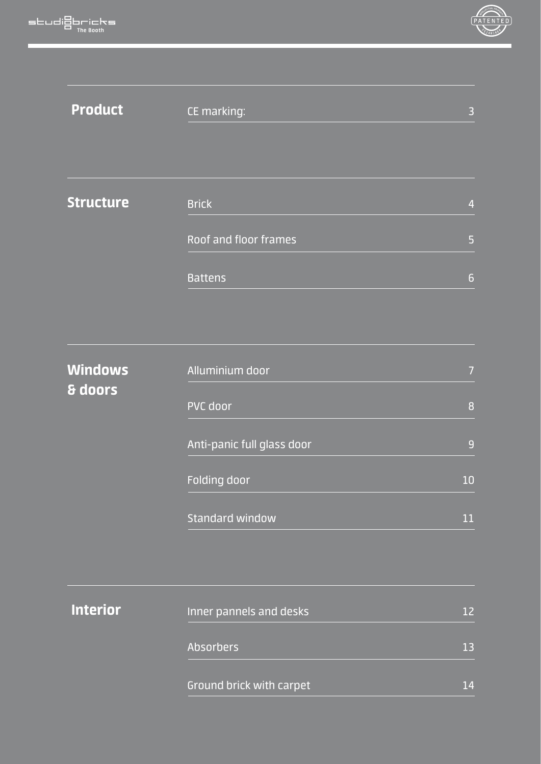## Product

| | |
|---|---|
| CE marking: | 3 |

## Structure

| | |
|---|---|
| Brick | 4 |
| Roof and floor frames | 5 |
| Battens | 6 |

## Windows & doors

| | |
|---|---|
| Alluminium door | 7 |
| PVC door | 8 |
| Anti-panic full glass door | 9 |
| Folding door | 10 |
| Standard window | 11 |

## Interior

| | |
|---|---|
| Inner pannels and desks | 12 |
| Absorbers | 13 |
| Ground brick with carpet | 14 |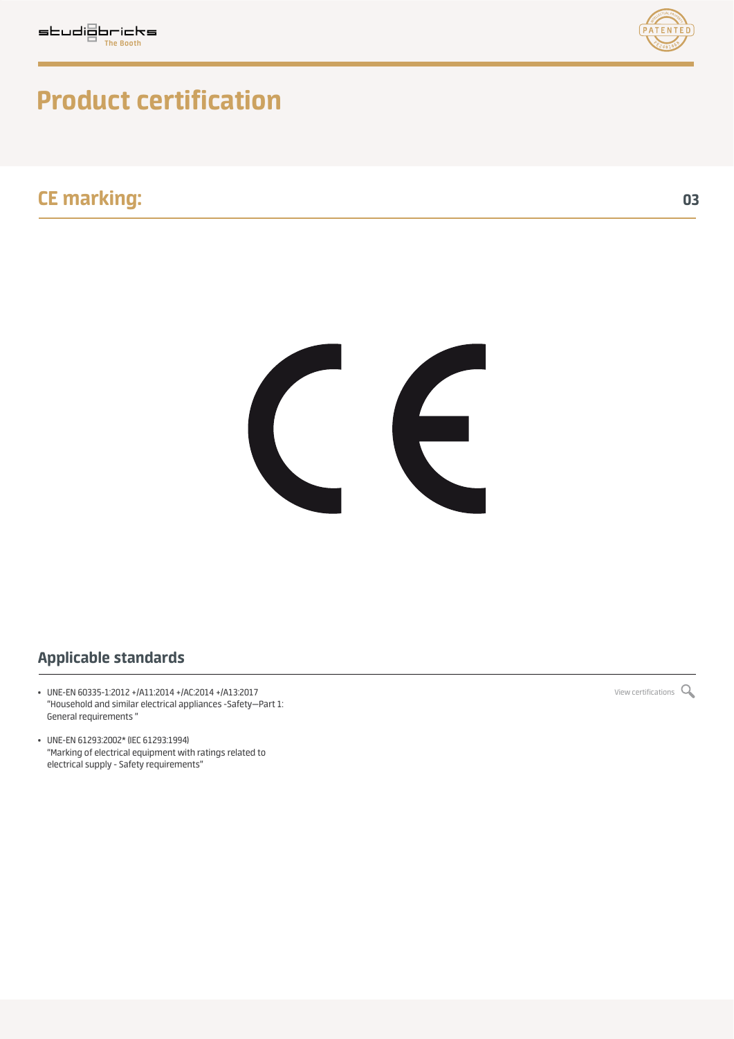# Product certification

## CE marking:

### Applicable standards

- UNE-EN 60335-1:2012 +/A11:2014 +/AC:2014 +/A13:2017
  "Household and similar electrical appliances -Safety—Part 1: General requirements "
- UNE-EN 61293:2002* (IEC 61293:1994)
  "Marking of electrical equipment with ratings related to electrical supply - Safety requirements"

View certifications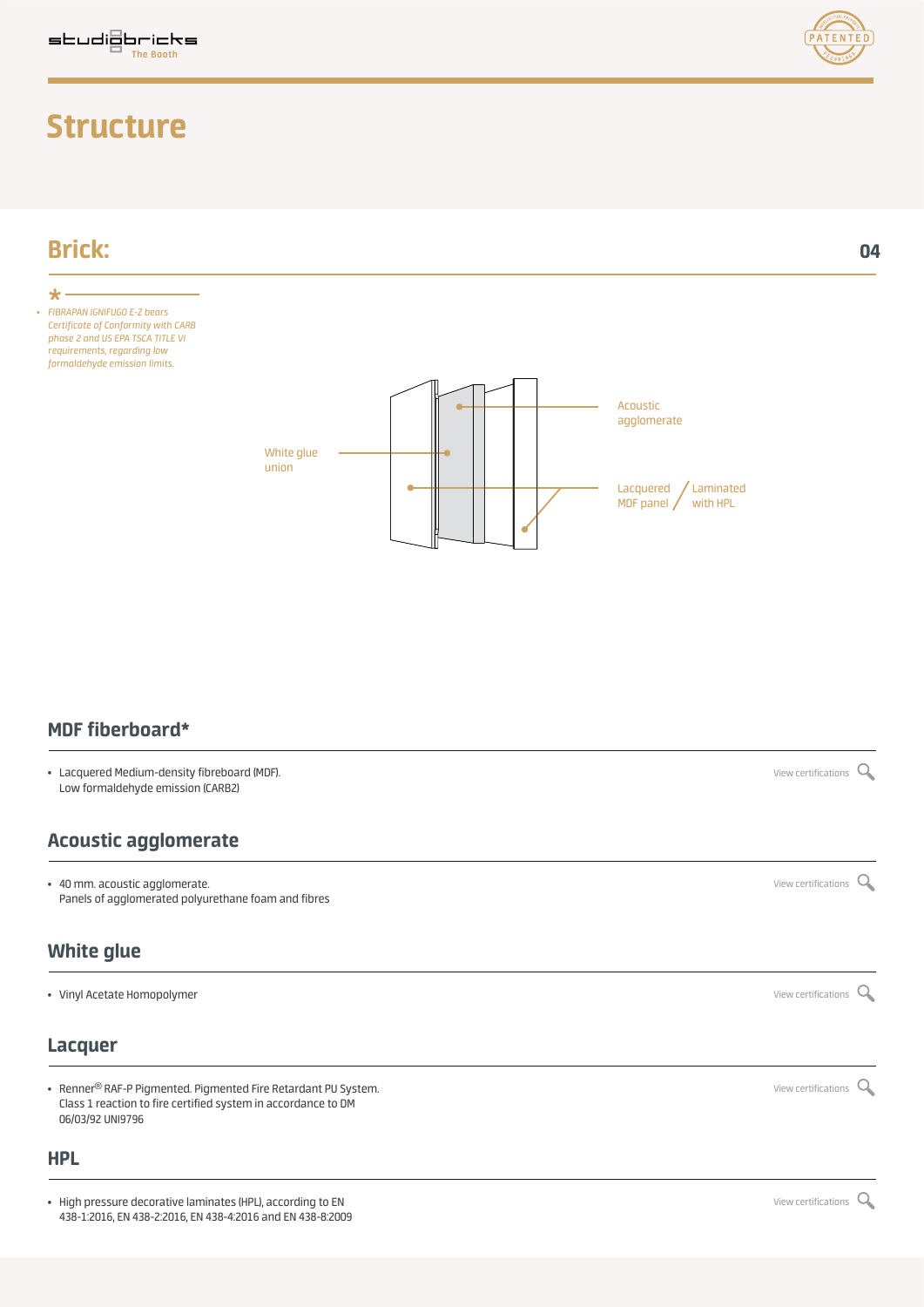# Structure

## Brick:

*

- *FIBRAPAN IGNIFUGO E-Z bears Certificate of Conformity with CARB phase 2 and US EPA TSCA TITLE VI requirements, regarding low formaldehyde emission limits.*

Acoustic agglomerate

White glue union

Lacquered MDF panel / Laminated with HPL

### MDF fiberboard*

- Lacquered Medium-density fibreboard (MDF). Low formaldehyde emission (CARB2)

View certifications

### Acoustic agglomerate

- 40 mm. acoustic agglomerate. Panels of agglomerated polyurethane foam and fibres

View certifications

### White glue

- Vinyl Acetate Homopolymer

View certifications

### Lacquer

- Renner® RAF-P Pigmented. Pigmented Fire Retardant PU System. Class 1 reaction to fire certified system in accordance to DM 06/03/92 UNI9796

View certifications

### HPL

- High pressure decorative laminates (HPL), according to EN 438-1:2016, EN 438-2:2016, EN 438-4:2016 and EN 438-8:2009

View certifications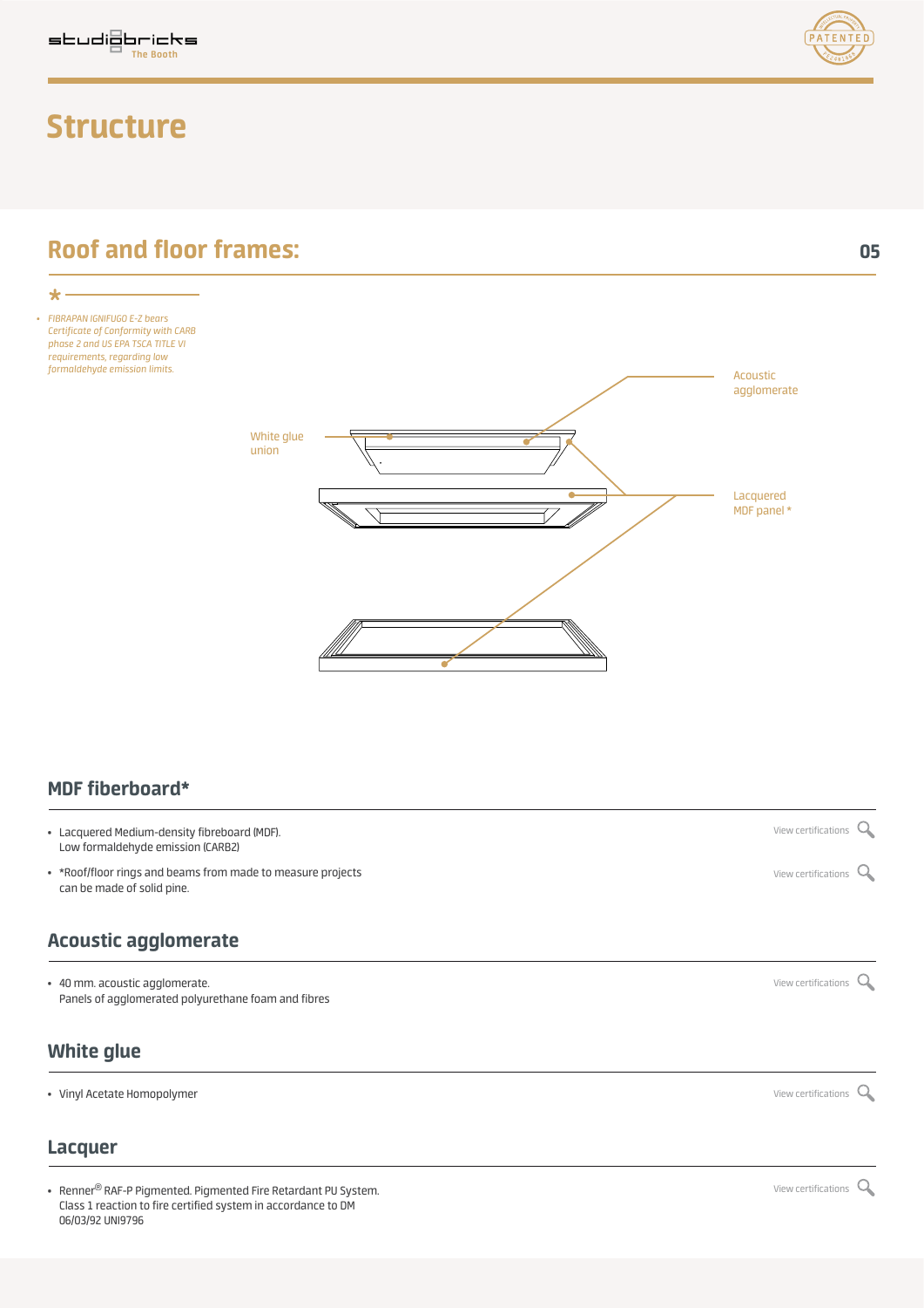# Structure

## Roof and floor frames:

*

- *FIBRAPAN IGNIFUGO E-Z bears Certificate of Conformity with CARB phase 2 and US EPA TSCA TITLE VI requirements, regarding low formaldehyde emission limits.*

White glue union

Acoustic agglomerate

Lacquered MDF panel *

### MDF fiberboard*

- Lacquered Medium-density fibreboard (MDF). Low formaldehyde emission (CARB2)

View certifications

- *Roof/floor rings and beams from made to measure projects can be made of solid pine.

View certifications

### Acoustic agglomerate

- 40 mm. acoustic agglomerate. Panels of agglomerated polyurethane foam and fibres

View certifications

### White glue

- Vinyl Acetate Homopolymer

View certifications

### Lacquer

- Renner® RAF-P Pigmented. Pigmented Fire Retardant PU System. Class 1 reaction to fire certified system in accordance to DM 06/03/92 UNI9796

View certifications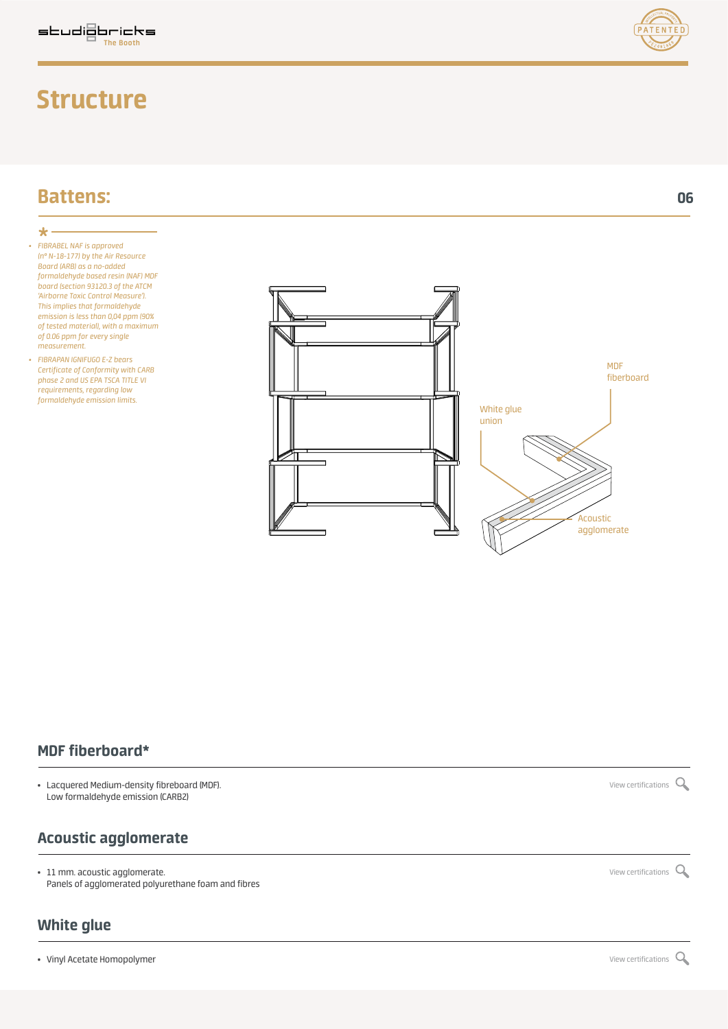# Structure

## Battens:

*

- *FIBRABEL NAF is approved (n° N-18-177) by the Air Resource Board (ARB) as a no-added formaldehyde based resin (NAF) MDF board (section 93120.3 of the ATCM 'Airborne Toxic Control Measure'). This implies that formaldehyde emission is less than 0,04 ppm (90% of tested material), with a maximum of 0.06 ppm for every single measurement.*
- *FIBRAPAN IGNIFUGO E-Z bears Certificate of Conformity with CARB phase 2 and US EPA TSCA TITLE VI requirements, regarding low formaldehyde emission limits.*

MDF fiberboard

White glue union

Acoustic agglomerate

### MDF fiberboard*

- Lacquered Medium-density fibreboard (MDF).
  Low formaldehyde emission (CARB2)

View certifications

### Acoustic agglomerate

- 11 mm. acoustic agglomerate.
  Panels of agglomerated polyurethane foam and fibres

View certifications

### White glue

- Vinyl Acetate Homopolymer

View certifications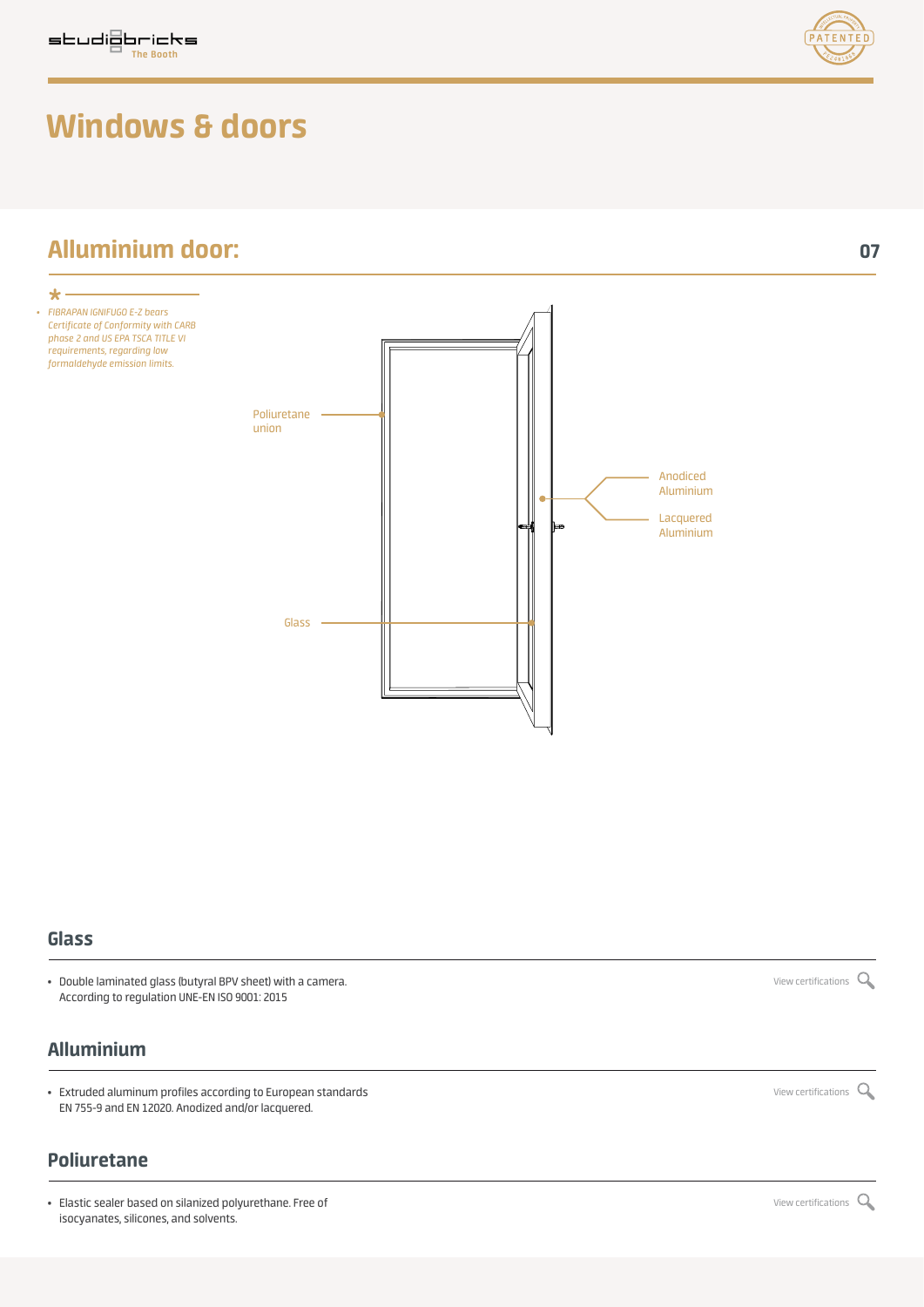# Windows & doors

## Alluminium door:

*

- *FIBRAPAN IGNIFUGO E-Z bears Certificate of Conformity with CARB phase 2 and US EPA TSCA TITLE VI requirements, regarding low formaldehyde emission limits.*

Poliuretane union

Anodiced Aluminium

Lacquered Aluminium

Glass

### Glass

- Double laminated glass (butyral BPV sheet) with a camera. According to regulation UNE-EN ISO 9001: 2015

View certifications

### Alluminium

- Extruded aluminum profiles according to European standards EN 755-9 and EN 12020. Anodized and/or lacquered.

View certifications

### Poliuretane

- Elastic sealer based on silanized polyurethane. Free of isocyanates, silicones, and solvents.

View certifications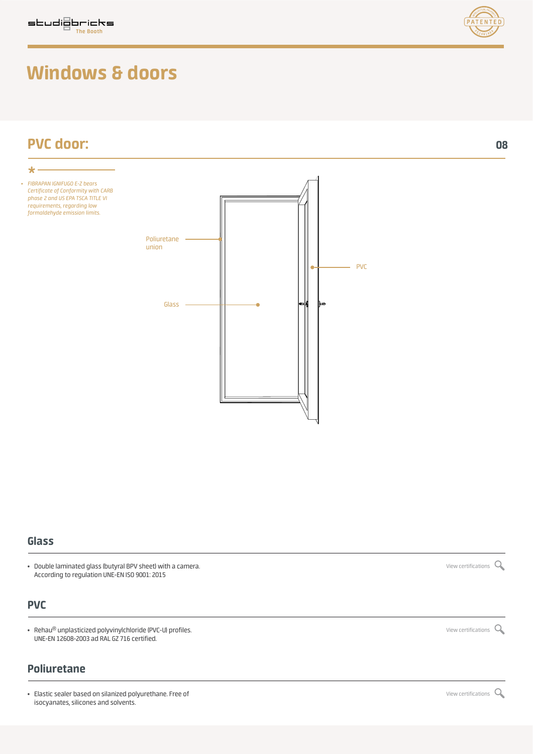# Windows & doors

## PVC door:

*

- *FIBRAPAN IGNIFUGO E-Z bears Certificate of Conformity with CARB phase 2 and US EPA TSCA TITLE VI requirements, regarding low formaldehyde emission limits.*

Poliuretane union

PVC

Glass

## Glass

- Double laminated glass (butyral BPV sheet) with a camera. According to regulation UNE-EN ISO 9001: 2015

View certifications

## PVC

- Rehau® unplasticized polyvinylchloride (PVC-U) profiles. UNE-EN 12608-2003 ad RAL GZ 716 certified.

View certifications

## Poliuretane

- Elastic sealer based on silanized polyurethane. Free of isocyanates, silicones and solvents.

View certifications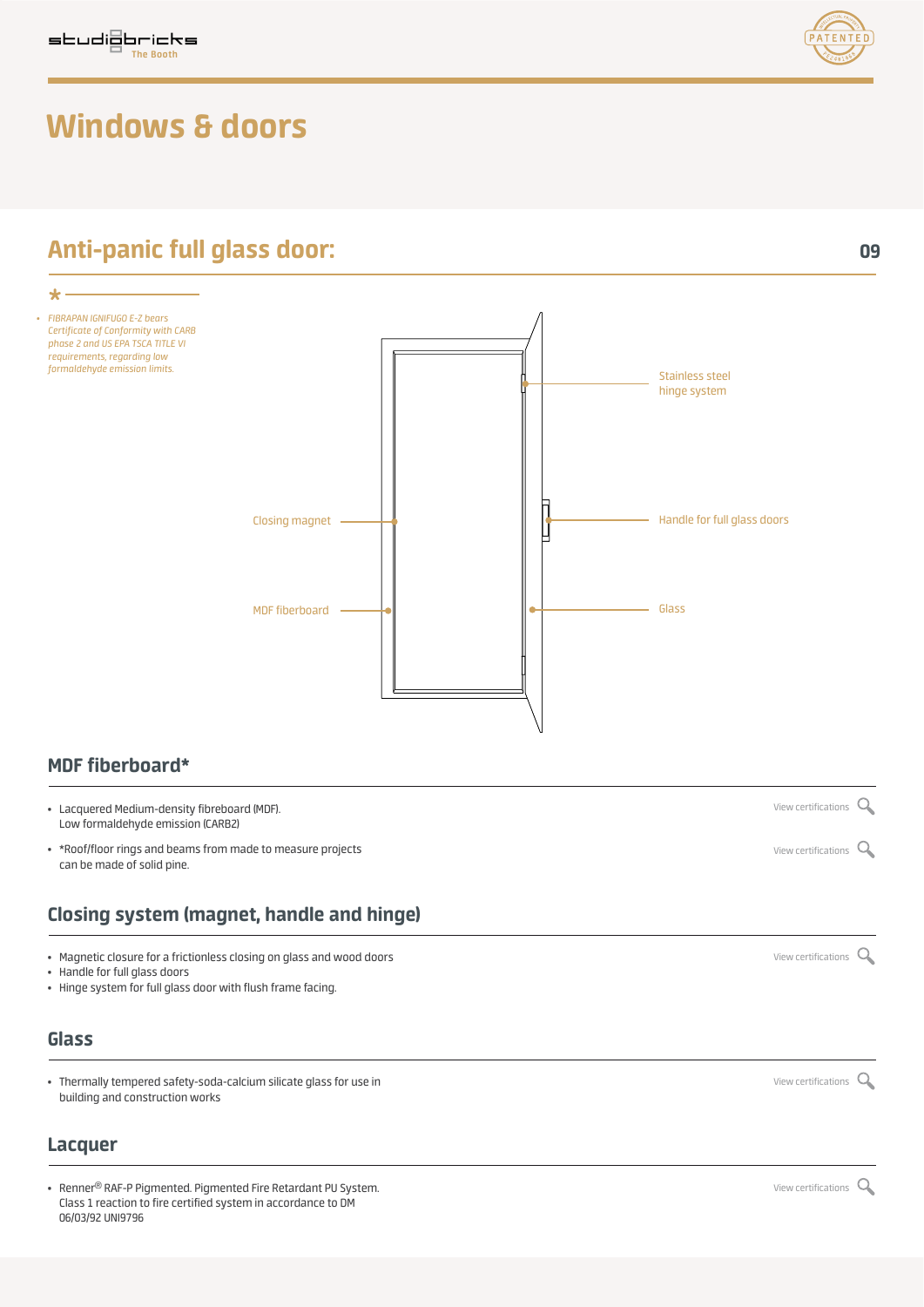# Windows & doors

## Anti-panic full glass door:

- *FIBRAPAN IGNIFUGO E-Z bears Certificate of Conformity with CARB phase 2 and US EPA TSCA TITLE VI requirements, regarding low formaldehyde emission limits.*

Stainless steel hinge system

Closing magnet

Handle for full glass doors

MDF fiberboard

Glass

### MDF fiberboard*

- Lacquered Medium-density fibreboard (MDF). Low formaldehyde emission (CARB2)

View certifications

- *Roof/floor rings and beams from made to measure projects can be made of solid pine.

View certifications

### Closing system (magnet, handle and hinge)

- Magnetic closure for a frictionless closing on glass and wood doors
- Handle for full glass doors
- Hinge system for full glass door with flush frame facing.

View certifications

### Glass

- Thermally tempered safety-soda-calcium silicate glass for use in building and construction works

View certifications

### Lacquer

- Renner® RAF-P Pigmented. Pigmented Fire Retardant PU System. Class 1 reaction to fire certified system in accordance to DM 06/03/92 UNI9796

View certifications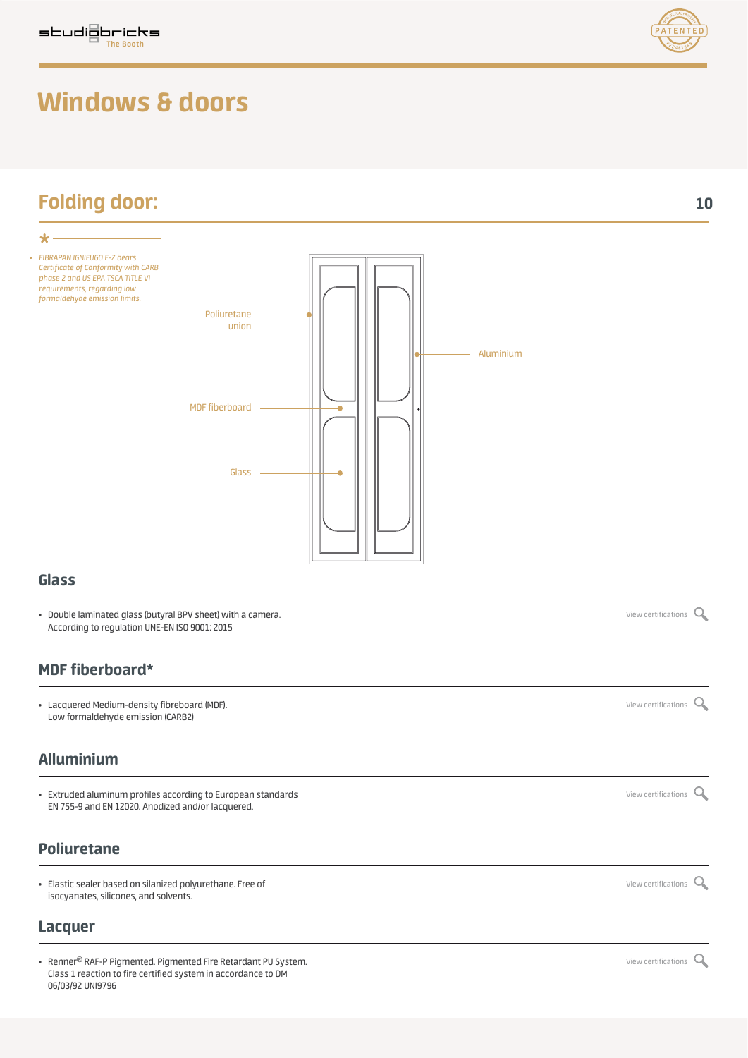# Windows & doors

## Folding door:

*

- *FIBRAPAN IGNIFUGO E-Z bears Certificate of Conformity with CARB phase 2 and US EPA TSCA TITLE VI requirements, regarding low formaldehyde emission limits.*

Poliuretane union

Aluminium

MDF fiberboard

Glass

### Glass

- Double laminated glass (butyral BPV sheet) with a camera. According to regulation UNE-EN ISO 9001: 2015

View certifications

### MDF fiberboard*

- Lacquered Medium-density fibreboard (MDF). Low formaldehyde emission (CARB2)

View certifications

### Alluminium

- Extruded aluminum profiles according to European standards EN 755-9 and EN 12020. Anodized and/or lacquered.

View certifications

### Poliuretane

- Elastic sealer based on silanized polyurethane. Free of isocyanates, silicones, and solvents.

View certifications

### Lacquer

- Renner® RAF-P Pigmented. Pigmented Fire Retardant PU System. Class 1 reaction to fire certified system in accordance to DM 06/03/92 UNI9796

View certifications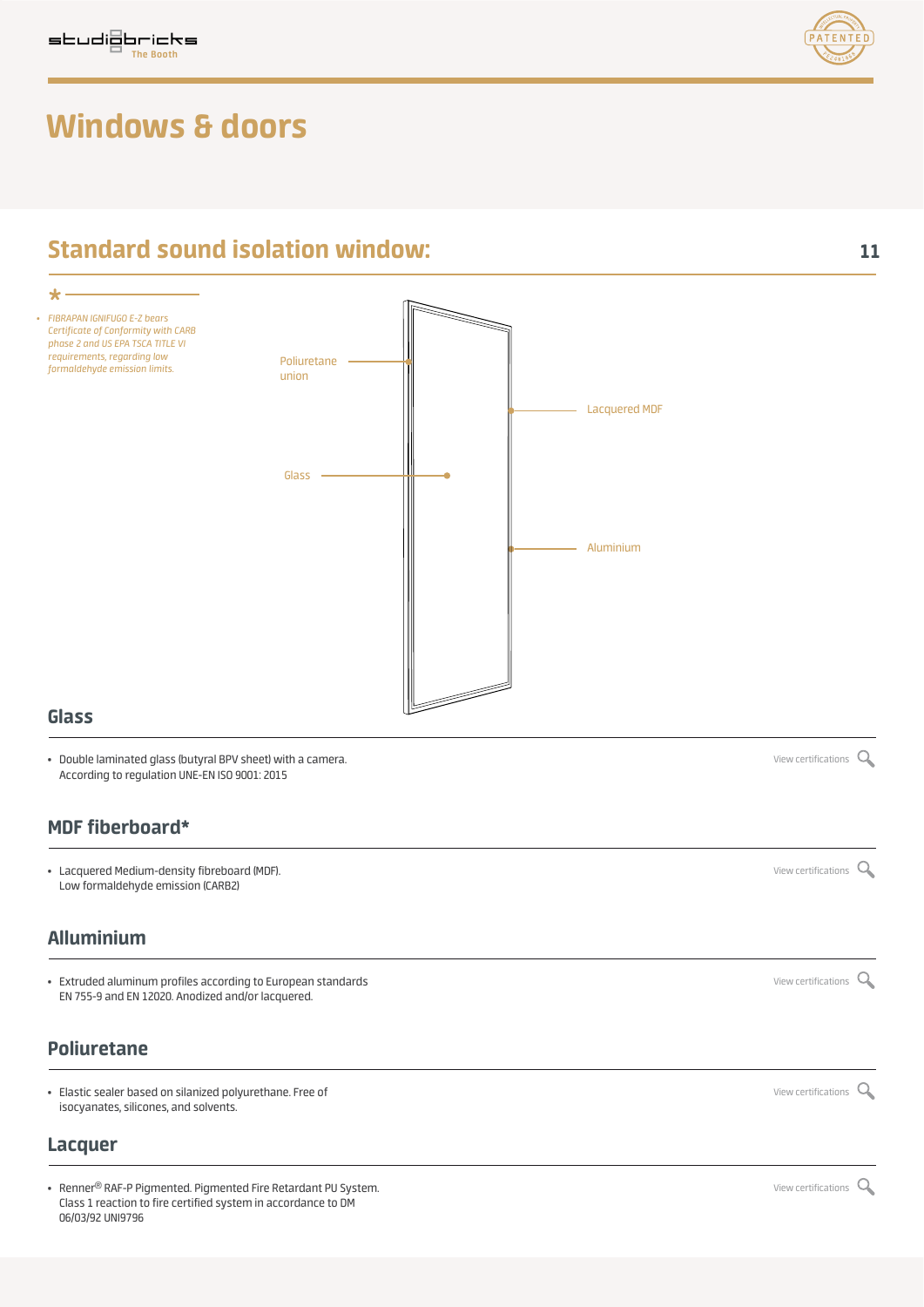# Windows & doors

## Standard sound isolation window:

*

- *FIBRAPAN IGNIFUGO E-Z bears Certificate of Conformity with CARB phase 2 and US EPA TSCA TITLE VI requirements, regarding low formaldehyde emission limits.*

Poliuretane union

Lacquered MDF

Glass

Aluminium

### Glass

- Double laminated glass (butyral BPV sheet) with a camera. According to regulation UNE-EN ISO 9001: 2015

View certifications

### MDF fiberboard*

- Lacquered Medium-density fibreboard (MDF). Low formaldehyde emission (CARB2)

View certifications

### Alluminium

- Extruded aluminum profiles according to European standards EN 755-9 and EN 12020. Anodized and/or lacquered.

View certifications

### Poliuretane

- Elastic sealer based on silanized polyurethane. Free of isocyanates, silicones, and solvents.

View certifications

### Lacquer

- Renner® RAF-P Pigmented. Pigmented Fire Retardant PU System. Class 1 reaction to fire certified system in accordance to DM 06/03/92 UNI9796

View certifications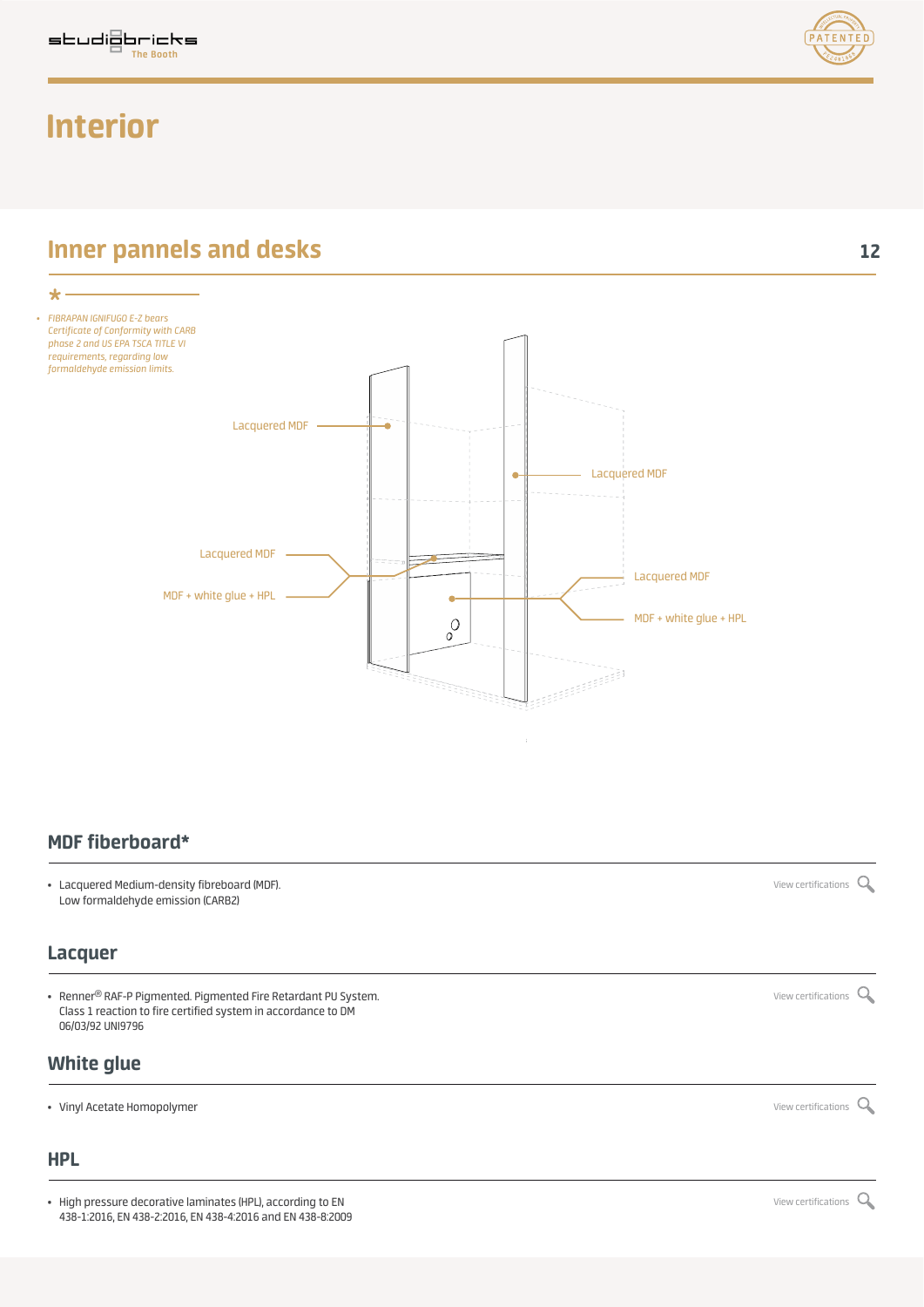# Interior

## Inner pannels and desks

*

- *FIBRAPAN IGNIFUGO E-Z bears Certificate of Conformity with CARB phase 2 and US EPA TSCA TITLE VI requirements, regarding low formaldehyde emission limits.*

Lacquered MDF

Lacquered MDF

Lacquered MDF

MDF + white glue + HPL

Lacquered MDF

MDF + white glue + HPL

### MDF fiberboard*

- Lacquered Medium-density fibreboard (MDF). Low formaldehyde emission (CARB2)

View certifications

### Lacquer

- Renner® RAF-P Pigmented. Pigmented Fire Retardant PU System. Class 1 reaction to fire certified system in accordance to DM 06/03/92 UNI9796

View certifications

### White glue

- Vinyl Acetate Homopolymer

View certifications

### HPL

- High pressure decorative laminates (HPL), according to EN 438-1:2016, EN 438-2:2016, EN 438-4:2016 and EN 438-8:2009

View certifications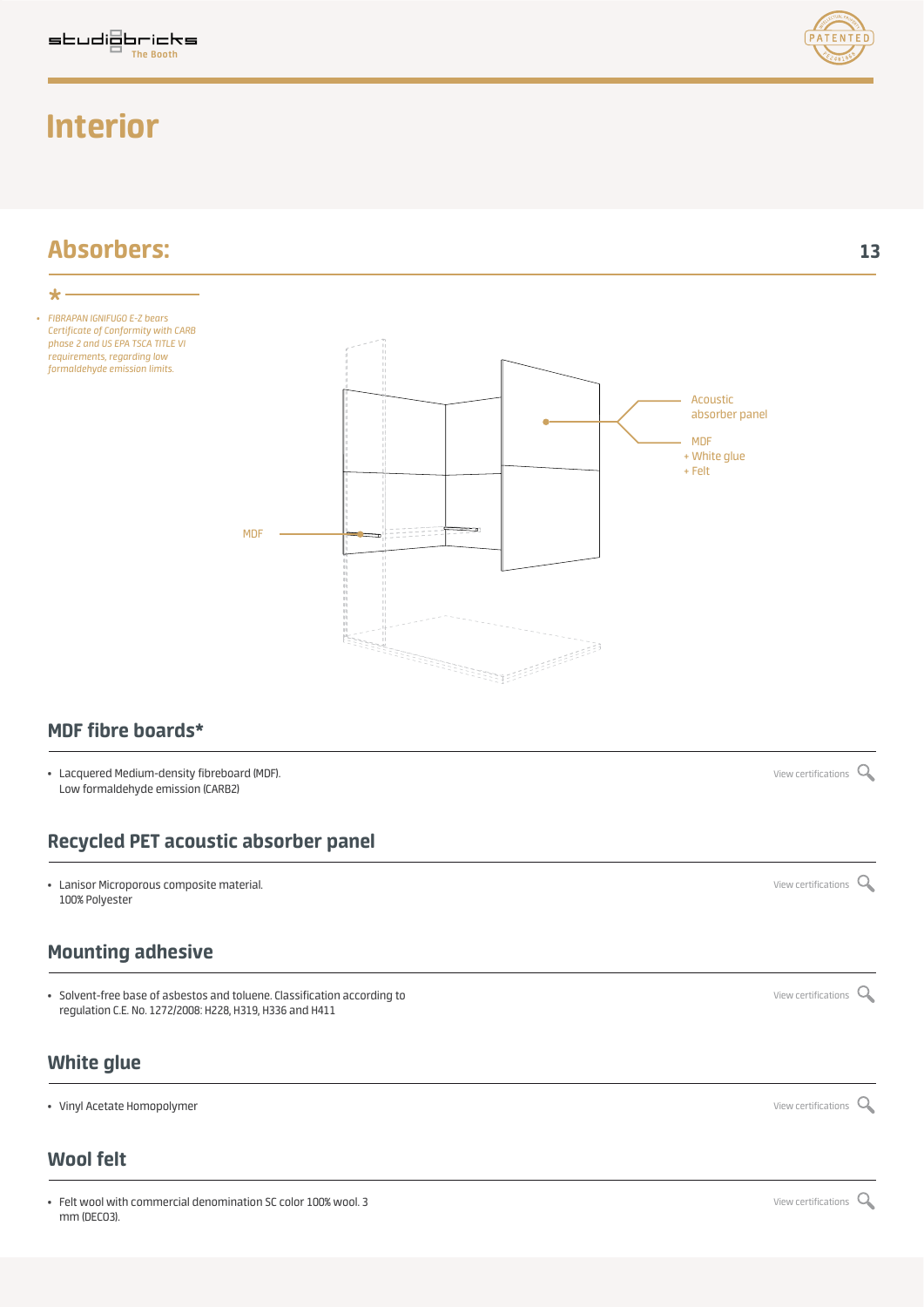# Interior

## Absorbers:

*

- *FIBRAPAN IGNIFUGO E-Z bears Certificate of Conformity with CARB phase 2 and US EPA TSCA TITLE VI requirements, regarding low formaldehyde emission limits.*

Acoustic absorber panel

MDF
+ White glue
+ Felt

MDF

### MDF fibre boards*

- Lacquered Medium-density fibreboard (MDF). Low formaldehyde emission (CARB2)

View certifications

### Recycled PET acoustic absorber panel

- Lanisor Microporous composite material. 100% Polyester

View certifications

### Mounting adhesive

- Solvent-free base of asbestos and toluene. Classification according to regulation C.E. No. 1272/2008: H228, H319, H336 and H411

View certifications

### White glue

- Vinyl Acetate Homopolymer

View certifications

### Wool felt

- Felt wool with commercial denomination SC color 100% wool. 3 mm (DECO3).

View certifications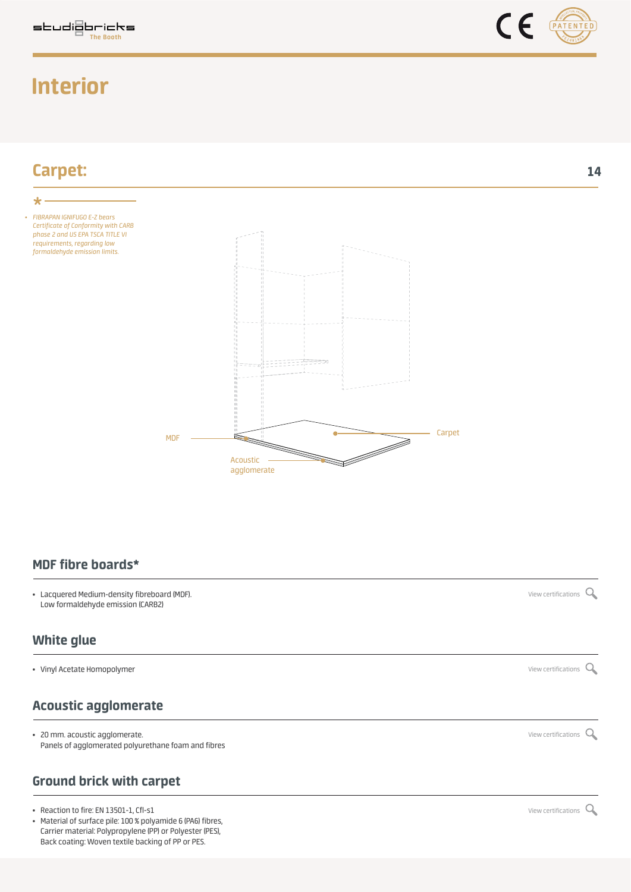# Interior

## Carpet:

*

- *FIBRAPAN IGNIFUGO E-Z bears Certificate of Conformity with CARB phase 2 and US EPA TSCA TITLE VI requirements, regarding low formaldehyde emission limits.*

MDF

Carpet

Acoustic agglomerate

### MDF fibre boards*

- Lacquered Medium-density fibreboard (MDF). Low formaldehyde emission (CARB2)

View certifications

### White glue

- Vinyl Acetate Homopolymer

View certifications

### Acoustic agglomerate

- 20 mm. acoustic agglomerate. Panels of agglomerated polyurethane foam and fibres

View certifications

### Ground brick with carpet

- Reaction to fire: EN 13501-1, Cfl-s1
- Material of surface pile: 100 % polyamide 6 (PA6) fibres, Carrier material: Polypropylene (PP) or Polyester (PES), Back coating: Woven textile backing of PP or PES.

View certifications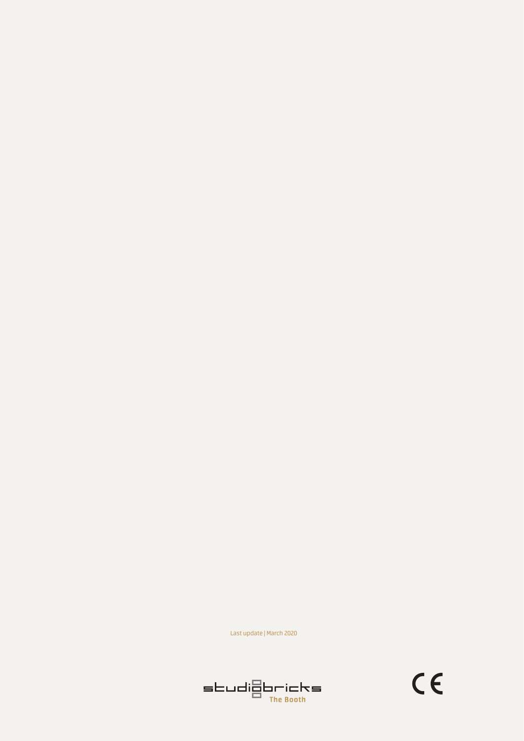Last update | March 2020

studiobricks
The Booth

CE